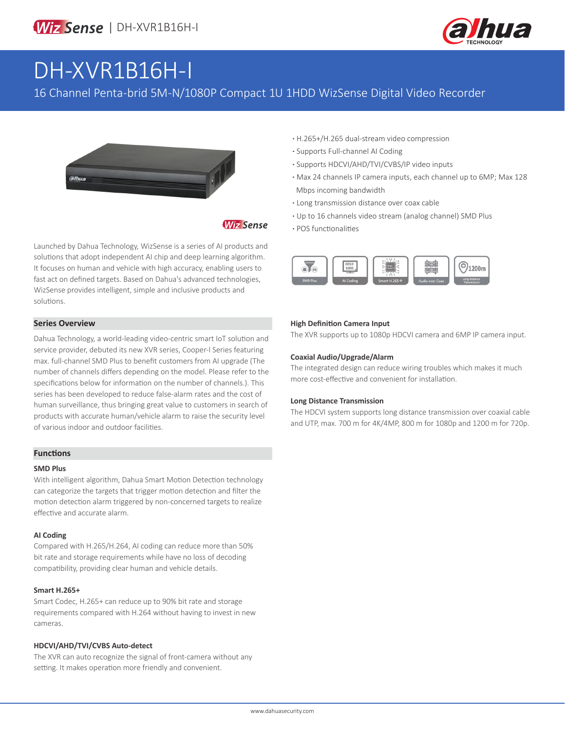# DH-XVR1B16H-I

16 Channel Penta-brid 5M-N/1080P Compact 1U 1HDD WizSense Digital Video Recorder

- H.265+/H.265 dual-stream video compression
- Supports Full-channel AI Coding
- Supports HDCVI/AHD/TVI/CVBS/IP video inputs
- Max 24 channels IP camera inputs, each channel up to 6MP; Max 128 Mbps incoming bandwidth
- Long transmission distance over coax cable
- Up to 16 channels video stream (analog channel) SMD Plus
- POS functionalities

Launched by Dahua Technology, WizSense is a series of AI products and solutions that adopt independent AI chip and deep learning algorithm. It focuses on human and vehicle with high accuracy, enabling users to fast act on defined targets. Based on Dahua's advanced technologies, WizSense provides intelligent, simple and inclusive products and solutions.

## Series Overview

Dahua Technology, a world-leading video-centric smart IoT solution and service provider, debuted its new XVR series, Cooper-I Series featuring max. full-channel SMD Plus to benefit customers from AI upgrade (The number of channels differs depending on the model. Please refer to the specifications below for information on the number of channels.). This series has been developed to reduce false-alarm rates and the cost of human surveillance, thus bringing great value to customers in search of products with accurate human/vehicle alarm to raise the security level of various indoor and outdoor facilities.

## Functions

### SMD Plus

With intelligent algorithm, Dahua Smart Motion Detection technology can categorize the targets that trigger motion detection and filter the motion detection alarm triggered by non-concerned targets to realize effective and accurate alarm.

### AI Coding

Compared with H.265/H.264, AI coding can reduce more than 50% bit rate and storage requirements while have no loss of decoding compatibility, providing clear human and vehicle details.

### Smart H.265+

Smart Codec, H.265+ can reduce up to 90% bit rate and storage requirements compared with H.264 without having to invest in new cameras.

### HDCVI/AHD/TVI/CVBS Auto-detect

The XVR can auto recognize the signal of front-camera without any setting. It makes operation more friendly and convenient.

### High Definition Camera Input

The XVR supports up to 1080p HDCVI camera and 6MP IP camera input.

### Coaxial Audio/Upgrade/Alarm

The integrated design can reduce wiring troubles which makes it much more cost-effective and convenient for installation.

### Long Distance Transmission

The HDCVI system supports long distance transmission over coaxial cable and UTP, max. 700 m for 4K/4MP, 800 m for 1080p and 1200 m for 720p.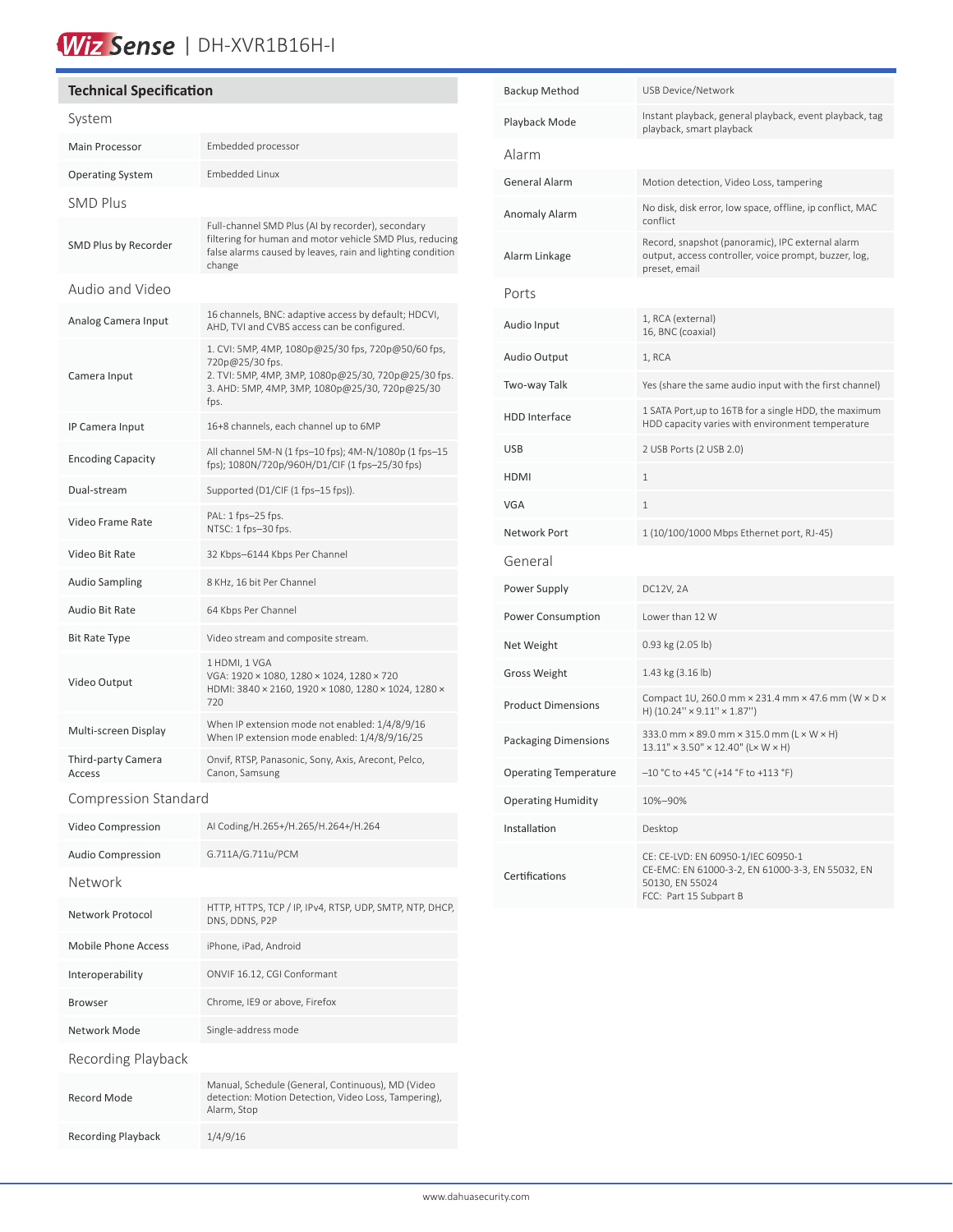# WizSense | DH-XVR1B16H-I

## Technical Specification

### System

| | |
|---|---|
| Main Processor | Embedded processor |
| Operating System | Embedded Linux |

### SMD Plus

| | |
|---|---|
| SMD Plus by Recorder | Full-channel SMD Plus (AI by recorder), secondary filtering for human and motor vehicle SMD Plus, reducing false alarms caused by leaves, rain and lighting condition change |

### Audio and Video

| | |
|---|---|
| Analog Camera Input | 16 channels, BNC: adaptive access by default; HDCVI, AHD, TVI and CVBS access can be configured. |
| Camera Input | 1. CVI: 5MP, 4MP, 1080p@25/30 fps, 720p@50/60 fps, 720p@25/30 fps.<br>2. TVI: 5MP, 4MP, 3MP, 1080p@25/30, 720p@25/30 fps.<br>3. AHD: 5MP, 4MP, 3MP, 1080p@25/30, 720p@25/30 fps. |
| IP Camera Input | 16+8 channels, each channel up to 6MP |
| Encoding Capacity | All channel 5M-N (1 fps–10 fps); 4M-N/1080p (1 fps–15 fps); 1080N/720p/960H/D1/CIF (1 fps–25/30 fps) |
| Dual-stream | Supported (D1/CIF (1 fps–15 fps)). |
| Video Frame Rate | PAL: 1 fps–25 fps.<br>NTSC: 1 fps–30 fps. |
| Video Bit Rate | 32 Kbps–6144 Kbps Per Channel |
| Audio Sampling | 8 KHz, 16 bit Per Channel |
| Audio Bit Rate | 64 Kbps Per Channel |
| Bit Rate Type | Video stream and composite stream. |
| Video Output | 1 HDMI, 1 VGA<br>VGA: 1920 × 1080, 1280 × 1024, 1280 × 720<br>HDMI: 3840 × 2160, 1920 × 1080, 1280 × 1024, 1280 × 720 |
| Multi-screen Display | When IP extension mode not enabled: 1/4/8/9/16<br>When IP extension mode enabled: 1/4/8/9/16/25 |
| Third-party Camera Access | Onvif, RTSP, Panasonic, Sony, Axis, Arecont, Pelco, Canon, Samsung |

### Compression Standard

| | |
|---|---|
| Video Compression | AI Coding/H.265+/H.265/H.264+/H.264 |
| Audio Compression | G.711A/G.711u/PCM |

### Network

| | |
|---|---|
| Network Protocol | HTTP, HTTPS, TCP / IP, IPv4, RTSP, UDP, SMTP, NTP, DHCP, DNS, DDNS, P2P |
| Mobile Phone Access | iPhone, iPad, Android |
| Interoperability | ONVIF 16.12, CGI Conformant |
| Browser | Chrome, IE9 or above, Firefox |
| Network Mode | Single-address mode |

### Recording Playback

| | |
|---|---|
| Record Mode | Manual, Schedule (General, Continuous), MD (Video detection: Motion Detection, Video Loss, Tampering), Alarm, Stop |
| Recording Playback | 1/4/9/16 |
| Backup Method | USB Device/Network |
| Playback Mode | Instant playback, general playback, event playback, tag playback, smart playback |

### Alarm

| | |
|---|---|
| General Alarm | Motion detection, Video Loss, tampering |
| Anomaly Alarm | No disk, disk error, low space, offline, ip conflict, MAC conflict |
| Alarm Linkage | Record, snapshot (panoramic), IPC external alarm output, access controller, voice prompt, buzzer, log, preset, email |

### Ports

| | |
|---|---|
| Audio Input | 1, RCA (external)<br>16, BNC (coaxial) |
| Audio Output | 1, RCA |
| Two-way Talk | Yes (share the same audio input with the first channel) |
| HDD Interface | 1 SATA Port,up to 16TB for a single HDD, the maximum HDD capacity varies with environment temperature |
| USB | 2 USB Ports (2 USB 2.0) |
| HDMI | 1 |
| VGA | 1 |
| Network Port | 1 (10/100/1000 Mbps Ethernet port, RJ-45) |

### General

| | |
|---|---|
| Power Supply | DC12V, 2A |
| Power Consumption | Lower than 12 W |
| Net Weight | 0.93 kg (2.05 lb) |
| Gross Weight | 1.43 kg (3.16 lb) |
| Product Dimensions | Compact 1U, 260.0 mm × 231.4 mm × 47.6 mm (W × D × H) (10.24'' × 9.11'' × 1.87'') |
| Packaging Dimensions | 333.0 mm × 89.0 mm × 315.0 mm (L × W × H)<br>13.11" × 3.50" × 12.40" (L× W × H) |
| Operating Temperature | –10 °C to +45 °C (+14 °F to +113 °F) |
| Operating Humidity | 10%–90% |
| Installation | Desktop |
| Certifications | CE: CE-LVD: EN 60950-1/IEC 60950-1<br>CE-EMC: EN 61000-3-2, EN 61000-3-3, EN 55032, EN 50130, EN 55024<br>FCC: Part 15 Subpart B |

www.dahuasecurity.com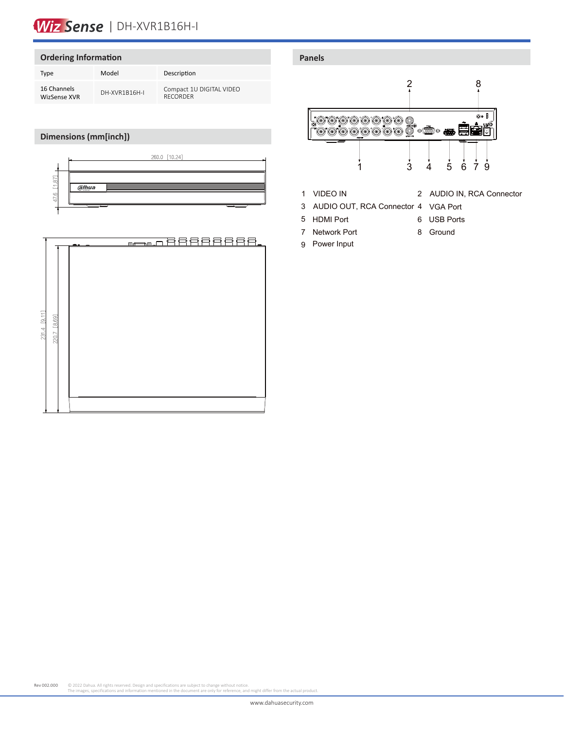## Ordering Information

| Type | Model | Description |
|---|---|---|
| 16 Channels WizSense XVR | DH-XVR1B16H-I | Compact 1U DIGITAL VIDEO RECORDER |

## Dimensions (mm[inch])

260.0 [10.24]

47.6 [1.87]

231.4 [9.11]

220.7 [8.69]

## Panels

| | | | |
|---|---|---|---|
| 1 | VIDEO IN | 2 | AUDIO IN, RCA Connector |
| 3 | AUDIO OUT, RCA Connector | 4 | VGA Port |
| 5 | HDMI Port | 6 | USB Ports |
| 7 | Network Port | 8 | Ground |
| 9 | Power Input | | |

Rev 002.000 © 2022 Dahua. All rights reserved. Design and specifications are subject to change without notice. The images, specifications and information mentioned in the document are only for reference, and might differ from the actual product.